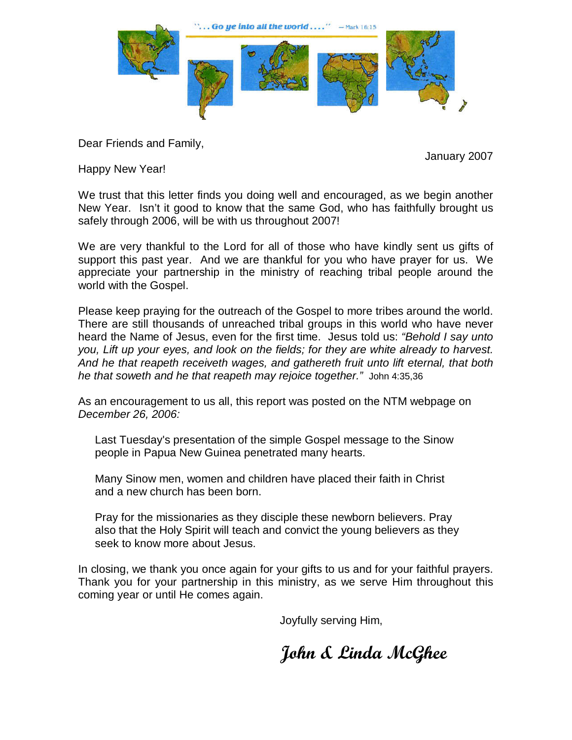"... Go ye into all the world ...." — Mark 16:15

Dear Friends and Family,

January 2007

Happy New Year!

We trust that this letter finds you doing well and encouraged, as we begin another New Year. Isn't it good to know that the same God, who has faithfully brought us safely through 2006, will be with us throughout 2007!

We are very thankful to the Lord for all of those who have kindly sent us gifts of support this past year. And we are thankful for you who have prayer for us. We appreciate your partnership in the ministry of reaching tribal people around the world with the Gospel.

Please keep praying for the outreach of the Gospel to more tribes around the world. There are still thousands of unreached tribal groups in this world who have never heard the Name of Jesus, even for the first time. Jesus told us: *"Behold I say unto you, Lift up your eyes, and look on the fields; for they are white already to harvest. And he that reapeth receiveth wages, and gathereth fruit unto lift eternal, that both he that soweth and he that reapeth may rejoice together."* John 4:35,36

As an encouragement to us all, this report was posted on the NTM webpage on *December 26, 2006:*

> Last Tuesday's presentation of the simple Gospel message to the Sinow people in Papua New Guinea penetrated many hearts.
>
> Many Sinow men, women and children have placed their faith in Christ and a new church has been born.
>
> Pray for the missionaries as they disciple these newborn believers. Pray also that the Holy Spirit will teach and convict the young believers as they seek to know more about Jesus.

In closing, we thank you once again for your gifts to us and for your faithful prayers. Thank you for your partnership in this ministry, as we serve Him throughout this coming year or until He comes again.

Joyfully serving Him,

**John & Linda McGhee**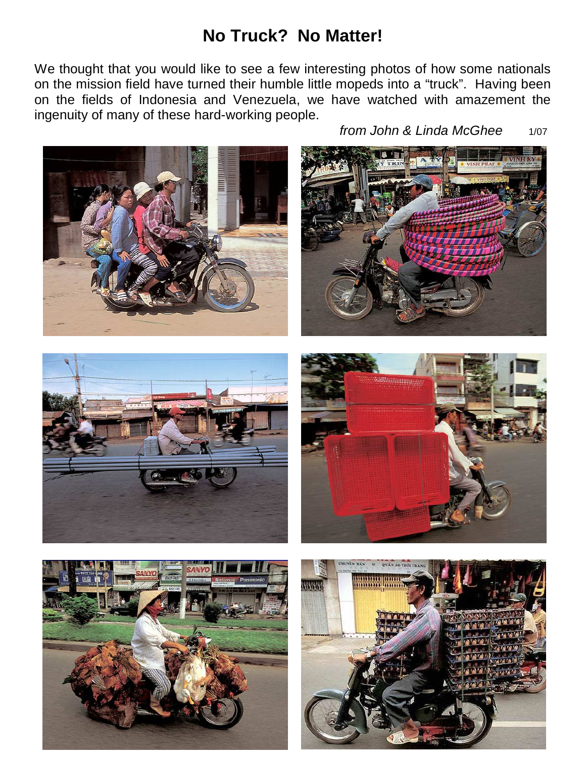# No Truck? No Matter!

We thought that you would like to see a few interesting photos of how some nationals on the mission field have turned their humble little mopeds into a "truck". Having been on the fields of Indonesia and Venezuela, we have watched with amazement the ingenuity of many of these hard-working people.

*from John & Linda McGhee* 1/07